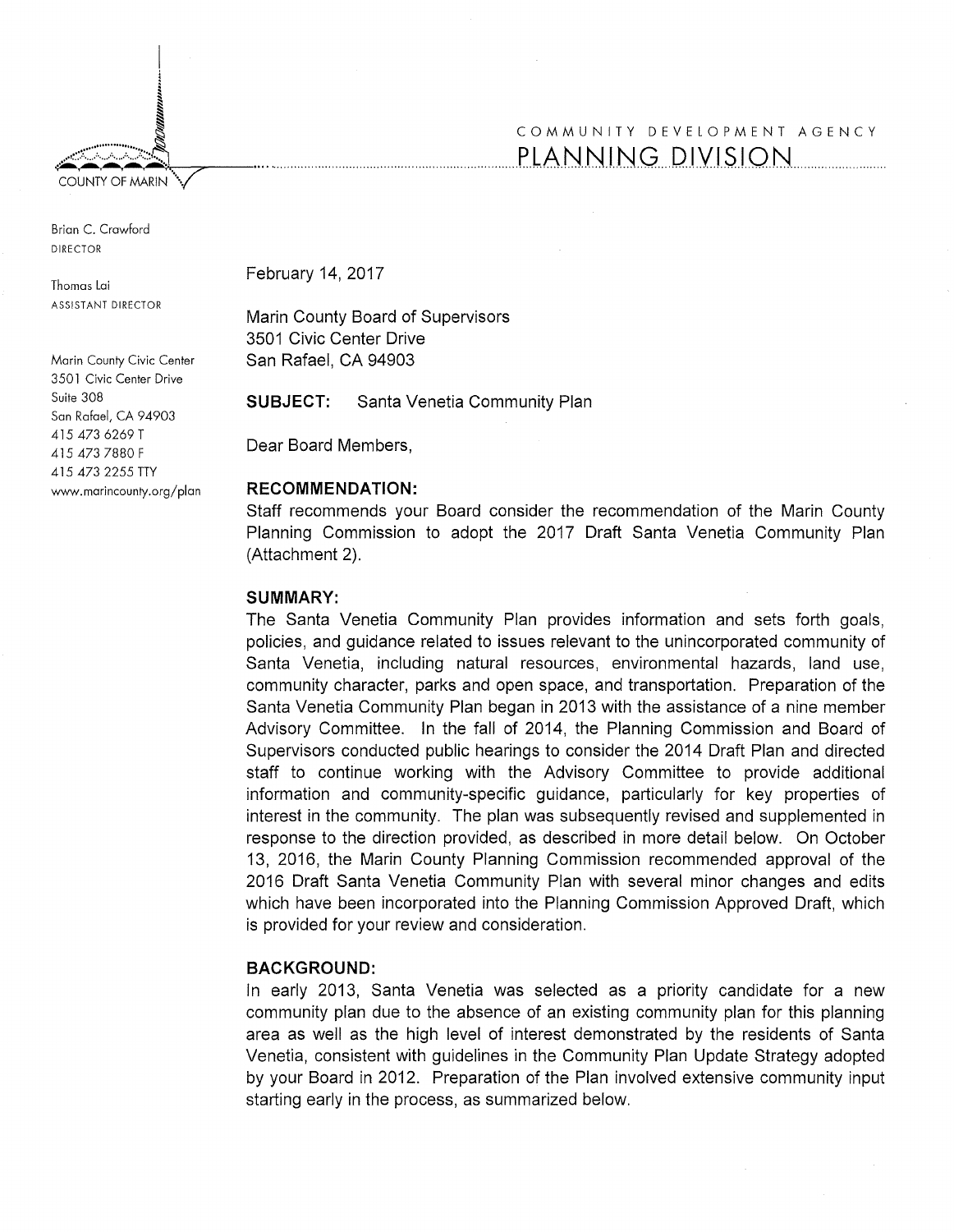COUNTY OF MARIN

COMMUNITY DEVELOPMENT AGENCY
PLANNING DIVISION

Brian C. Crawford
DIRECTOR

Thomas Lai
ASSISTANT DIRECTOR

Marin County Civic Center
3501 Civic Center Drive
Suite 308
San Rafael, CA 94903
415 473 6269 T
415 473 7880 F
415 473 2255 TTY
www.marincounty.org/plan

February 14, 2017

Marin County Board of Supervisors
3501 Civic Center Drive
San Rafael, CA 94903

**SUBJECT:** Santa Venetia Community Plan

Dear Board Members,

**RECOMMENDATION:**

Staff recommends your Board consider the recommendation of the Marin County Planning Commission to adopt the 2017 Draft Santa Venetia Community Plan (Attachment 2).

**SUMMARY:**

The Santa Venetia Community Plan provides information and sets forth goals, policies, and guidance related to issues relevant to the unincorporated community of Santa Venetia, including natural resources, environmental hazards, land use, community character, parks and open space, and transportation. Preparation of the Santa Venetia Community Plan began in 2013 with the assistance of a nine member Advisory Committee. In the fall of 2014, the Planning Commission and Board of Supervisors conducted public hearings to consider the 2014 Draft Plan and directed staff to continue working with the Advisory Committee to provide additional information and community-specific guidance, particularly for key properties of interest in the community. The plan was subsequently revised and supplemented in response to the direction provided, as described in more detail below. On October 13, 2016, the Marin County Planning Commission recommended approval of the 2016 Draft Santa Venetia Community Plan with several minor changes and edits which have been incorporated into the Planning Commission Approved Draft, which is provided for your review and consideration.

**BACKGROUND:**

In early 2013, Santa Venetia was selected as a priority candidate for a new community plan due to the absence of an existing community plan for this planning area as well as the high level of interest demonstrated by the residents of Santa Venetia, consistent with guidelines in the Community Plan Update Strategy adopted by your Board in 2012. Preparation of the Plan involved extensive community input starting early in the process, as summarized below.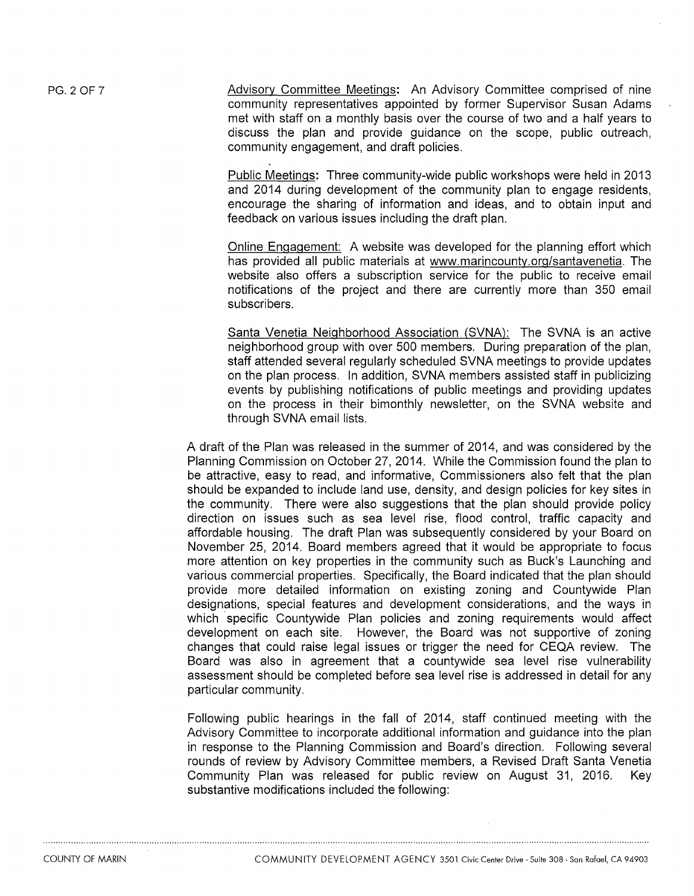Advisory Committee Meetings: An Advisory Committee comprised of nine community representatives appointed by former Supervisor Susan Adams met with staff on a monthly basis over the course of two and a half years to discuss the plan and provide guidance on the scope, public outreach, community engagement, and draft policies.

Public Meetings: Three community-wide public workshops were held in 2013 and 2014 during development of the community plan to engage residents, encourage the sharing of information and ideas, and to obtain input and feedback on various issues including the draft plan.

Online Engagement: A website was developed for the planning effort which has provided all public materials at www.marincounty.org/santavenetia. The website also offers a subscription service for the public to receive email notifications of the project and there are currently more than 350 email subscribers.

Santa Venetia Neighborhood Association (SVNA): The SVNA is an active neighborhood group with over 500 members. During preparation of the plan, staff attended several regularly scheduled SVNA meetings to provide updates on the plan process. In addition, SVNA members assisted staff in publicizing events by publishing notifications of public meetings and providing updates on the process in their bimonthly newsletter, on the SVNA website and through SVNA email lists.

A draft of the Plan was released in the summer of 2014, and was considered by the Planning Commission on October 27, 2014. While the Commission found the plan to be attractive, easy to read, and informative, Commissioners also felt that the plan should be expanded to include land use, density, and design policies for key sites in the community. There were also suggestions that the plan should provide policy direction on issues such as sea level rise, flood control, traffic capacity and affordable housing. The draft Plan was subsequently considered by your Board on November 25, 2014. Board members agreed that it would be appropriate to focus more attention on key properties in the community such as Buck's Launching and various commercial properties. Specifically, the Board indicated that the plan should provide more detailed information on existing zoning and Countywide Plan designations, special features and development considerations, and the ways in which specific Countywide Plan policies and zoning requirements would affect development on each site. However, the Board was not supportive of zoning changes that could raise legal issues or trigger the need for CEQA review. The Board was also in agreement that a countywide sea level rise vulnerability assessment should be completed before sea level rise is addressed in detail for any particular community.

Following public hearings in the fall of 2014, staff continued meeting with the Advisory Committee to incorporate additional information and guidance into the plan in response to the Planning Commission and Board's direction. Following several rounds of review by Advisory Committee members, a Revised Draft Santa Venetia Community Plan was released for public review on August 31, 2016. Key substantive modifications included the following: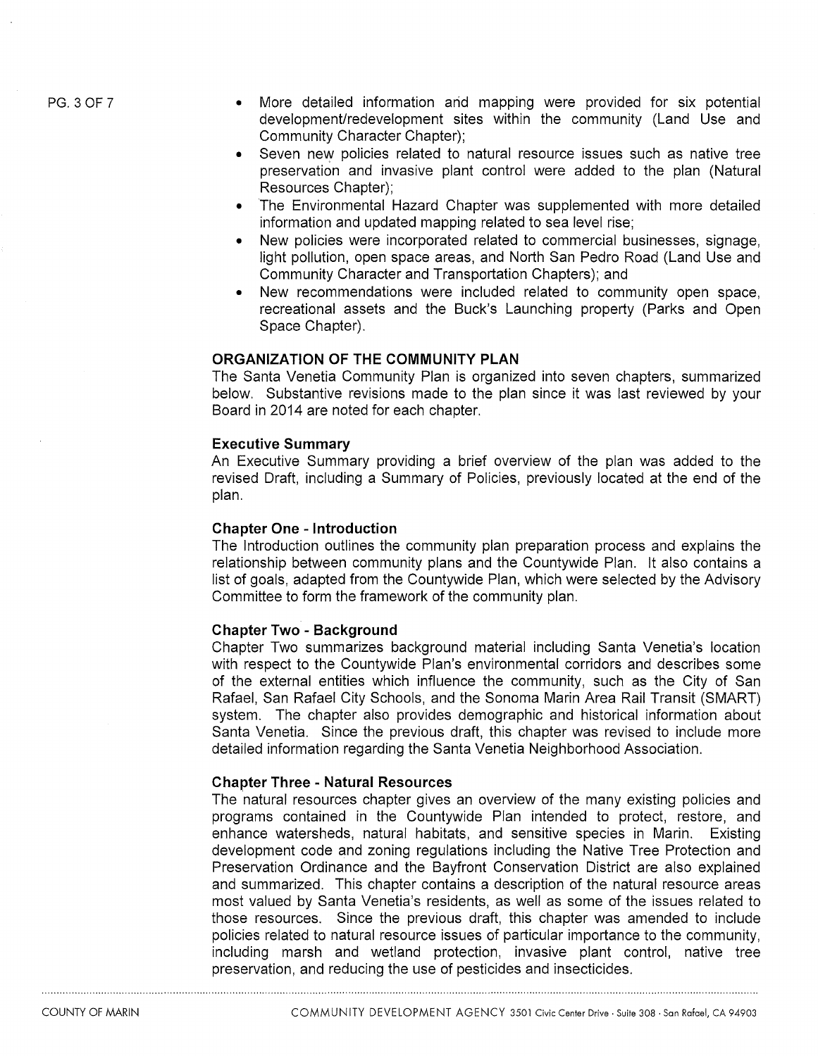- More detailed information and mapping were provided for six potential development/redevelopment sites within the community (Land Use and Community Character Chapter);
- Seven new policies related to natural resource issues such as native tree preservation and invasive plant control were added to the plan (Natural Resources Chapter);
- The Environmental Hazard Chapter was supplemented with more detailed information and updated mapping related to sea level rise;
- New policies were incorporated related to commercial businesses, signage, light pollution, open space areas, and North San Pedro Road (Land Use and Community Character and Transportation Chapters); and
- New recommendations were included related to community open space, recreational assets and the Buck's Launching property (Parks and Open Space Chapter).

## ORGANIZATION OF THE COMMUNITY PLAN

The Santa Venetia Community Plan is organized into seven chapters, summarized below. Substantive revisions made to the plan since it was last reviewed by your Board in 2014 are noted for each chapter.

### Executive Summary

An Executive Summary providing a brief overview of the plan was added to the revised Draft, including a Summary of Policies, previously located at the end of the plan.

### Chapter One - Introduction

The Introduction outlines the community plan preparation process and explains the relationship between community plans and the Countywide Plan. It also contains a list of goals, adapted from the Countywide Plan, which were selected by the Advisory Committee to form the framework of the community plan.

### Chapter Two - Background

Chapter Two summarizes background material including Santa Venetia's location with respect to the Countywide Plan's environmental corridors and describes some of the external entities which influence the community, such as the City of San Rafael, San Rafael City Schools, and the Sonoma Marin Area Rail Transit (SMART) system. The chapter also provides demographic and historical information about Santa Venetia. Since the previous draft, this chapter was revised to include more detailed information regarding the Santa Venetia Neighborhood Association.

### Chapter Three - Natural Resources

The natural resources chapter gives an overview of the many existing policies and programs contained in the Countywide Plan intended to protect, restore, and enhance watersheds, natural habitats, and sensitive species in Marin. Existing development code and zoning regulations including the Native Tree Protection and Preservation Ordinance and the Bayfront Conservation District are also explained and summarized. This chapter contains a description of the natural resource areas most valued by Santa Venetia's residents, as well as some of the issues related to those resources. Since the previous draft, this chapter was amended to include policies related to natural resource issues of particular importance to the community, including marsh and wetland protection, invasive plant control, native tree preservation, and reducing the use of pesticides and insecticides.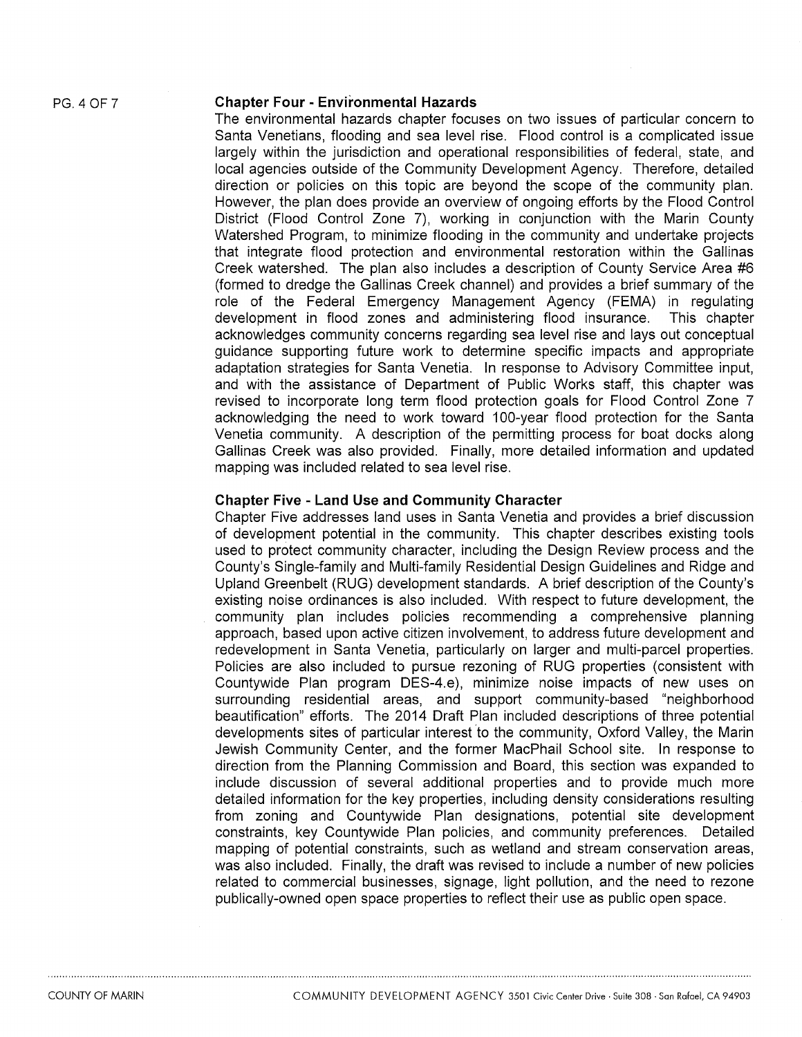### Chapter Four - Environmental Hazards

The environmental hazards chapter focuses on two issues of particular concern to Santa Venetians, flooding and sea level rise. Flood control is a complicated issue largely within the jurisdiction and operational responsibilities of federal, state, and local agencies outside of the Community Development Agency. Therefore, detailed direction or policies on this topic are beyond the scope of the community plan. However, the plan does provide an overview of ongoing efforts by the Flood Control District (Flood Control Zone 7), working in conjunction with the Marin County Watershed Program, to minimize flooding in the community and undertake projects that integrate flood protection and environmental restoration within the Gallinas Creek watershed. The plan also includes a description of County Service Area #6 (formed to dredge the Gallinas Creek channel) and provides a brief summary of the role of the Federal Emergency Management Agency (FEMA) in regulating development in flood zones and administering flood insurance. This chapter acknowledges community concerns regarding sea level rise and lays out conceptual guidance supporting future work to determine specific impacts and appropriate adaptation strategies for Santa Venetia. In response to Advisory Committee input, and with the assistance of Department of Public Works staff, this chapter was revised to incorporate long term flood protection goals for Flood Control Zone 7 acknowledging the need to work toward 100-year flood protection for the Santa Venetia community. A description of the permitting process for boat docks along Gallinas Creek was also provided. Finally, more detailed information and updated mapping was included related to sea level rise.

### Chapter Five - Land Use and Community Character

Chapter Five addresses land uses in Santa Venetia and provides a brief discussion of development potential in the community. This chapter describes existing tools used to protect community character, including the Design Review process and the County's Single-family and Multi-family Residential Design Guidelines and Ridge and Upland Greenbelt (RUG) development standards. A brief description of the County's existing noise ordinances is also included. With respect to future development, the community plan includes policies recommending a comprehensive planning approach, based upon active citizen involvement, to address future development and redevelopment in Santa Venetia, particularly on larger and multi-parcel properties. Policies are also included to pursue rezoning of RUG properties (consistent with Countywide Plan program DES-4.e), minimize noise impacts of new uses on surrounding residential areas, and support community-based "neighborhood beautification" efforts. The 2014 Draft Plan included descriptions of three potential developments sites of particular interest to the community, Oxford Valley, the Marin Jewish Community Center, and the former MacPhail School site. In response to direction from the Planning Commission and Board, this section was expanded to include discussion of several additional properties and to provide much more detailed information for the key properties, including density considerations resulting from zoning and Countywide Plan designations, potential site development constraints, key Countywide Plan policies, and community preferences. Detailed mapping of potential constraints, such as wetland and stream conservation areas, was also included. Finally, the draft was revised to include a number of new policies related to commercial businesses, signage, light pollution, and the need to rezone publically-owned open space properties to reflect their use as public open space.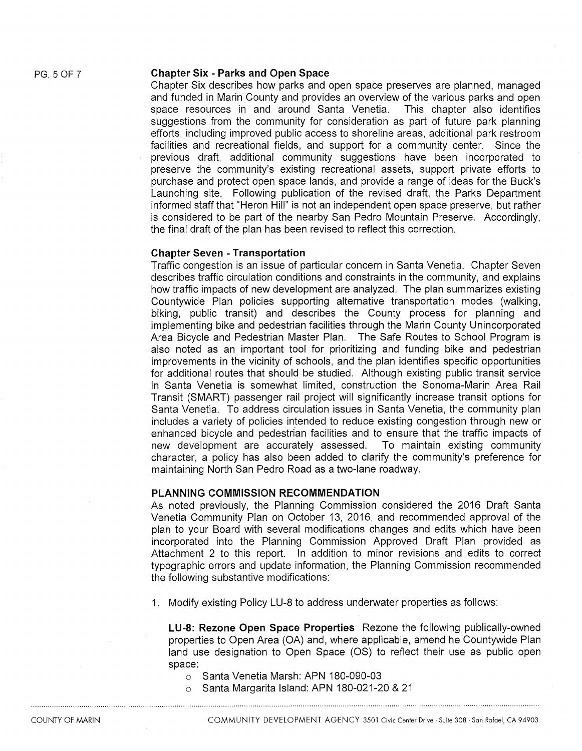### Chapter Six - Parks and Open Space

Chapter Six describes how parks and open space preserves are planned, managed and funded in Marin County and provides an overview of the various parks and open space resources in and around Santa Venetia. This chapter also identifies suggestions from the community for consideration as part of future park planning efforts, including improved public access to shoreline areas, additional park restroom facilities and recreational fields, and support for a community center. Since the previous draft, additional community suggestions have been incorporated to preserve the community's existing recreational assets, support private efforts to purchase and protect open space lands, and provide a range of ideas for the Buck's Launching site. Following publication of the revised draft, the Parks Department informed staff that "Heron Hill" is not an independent open space preserve, but rather is considered to be part of the nearby San Pedro Mountain Preserve. Accordingly, the final draft of the plan has been revised to reflect this correction.

### Chapter Seven - Transportation

Traffic congestion is an issue of particular concern in Santa Venetia. Chapter Seven describes traffic circulation conditions and constraints in the community, and explains how traffic impacts of new development are analyzed. The plan summarizes existing Countywide Plan policies supporting alternative transportation modes (walking, biking, public transit) and describes the County process for planning and implementing bike and pedestrian facilities through the Marin County Unincorporated Area Bicycle and Pedestrian Master Plan. The Safe Routes to School Program is also noted as an important tool for prioritizing and funding bike and pedestrian improvements in the vicinity of schools, and the plan identifies specific opportunities for additional routes that should be studied. Although existing public transit service in Santa Venetia is somewhat limited, construction the Sonoma-Marin Area Rail Transit (SMART) passenger rail project will significantly increase transit options for Santa Venetia. To address circulation issues in Santa Venetia, the community plan includes a variety of policies intended to reduce existing congestion through new or enhanced bicycle and pedestrian facilities and to ensure that the traffic impacts of new development are accurately assessed. To maintain existing community character, a policy has also been added to clarify the community's preference for maintaining North San Pedro Road as a two-lane roadway.

## PLANNING COMMISSION RECOMMENDATION

As noted previously, the Planning Commission considered the 2016 Draft Santa Venetia Community Plan on October 13, 2016, and recommended approval of the plan to your Board with several modifications changes and edits which have been incorporated into the Planning Commission Approved Draft Plan provided as Attachment 2 to this report. In addition to minor revisions and edits to correct typographic errors and update information, the Planning Commission recommended the following substantive modifications:

1. Modify existing Policy LU-8 to address underwater properties as follows:

   **LU-8: Rezone Open Space Properties** Rezone the following publically-owned properties to Open Area (OA) and, where applicable, amend he Countywide Plan land use designation to Open Space (OS) to reflect their use as public open space:

   - Santa Venetia Marsh: APN 180-090-03
   - Santa Margarita Island: APN 180-021-20 & 21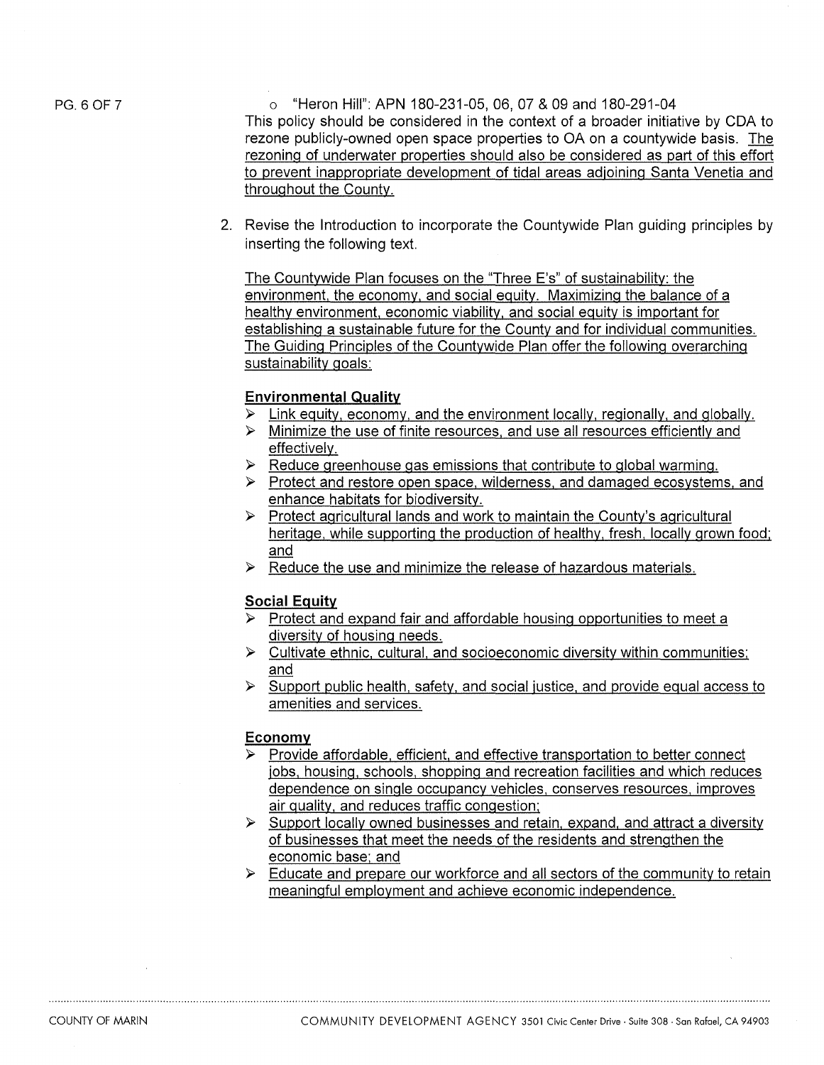- "Heron Hill": APN 180-231-05, 06, 07 & 09 and 180-291-04

This policy should be considered in the context of a broader initiative by CDA to rezone publicly-owned open space properties to OA on a countywide basis. <u>The rezoning of underwater properties should also be considered as part of this effort to prevent inappropriate development of tidal areas adjoining Santa Venetia and throughout the County.</u>

2. Revise the Introduction to incorporate the Countywide Plan guiding principles by inserting the following text.

<u>The Countywide Plan focuses on the "Three E's" of sustainability: the environment, the economy, and social equity. Maximizing the balance of a healthy environment, economic viability, and social equity is important for establishing a sustainable future for the County and for individual communities. The Guiding Principles of the Countywide Plan offer the following overarching sustainability goals:</u>

**<u>Environmental Quality</u>**

- <u>Link equity, economy, and the environment locally, regionally, and globally.</u>
- <u>Minimize the use of finite resources, and use all resources efficiently and effectively.</u>
- <u>Reduce greenhouse gas emissions that contribute to global warming.</u>
- <u>Protect and restore open space, wilderness, and damaged ecosystems, and enhance habitats for biodiversity.</u>
- <u>Protect agricultural lands and work to maintain the County's agricultural heritage, while supporting the production of healthy, fresh, locally grown food; and</u>
- <u>Reduce the use and minimize the release of hazardous materials.</u>

**<u>Social Equity</u>**

- <u>Protect and expand fair and affordable housing opportunities to meet a diversity of housing needs.</u>
- <u>Cultivate ethnic, cultural, and socioeconomic diversity within communities; and</u>
- <u>Support public health, safety, and social justice, and provide equal access to amenities and services.</u>

**<u>Economy</u>**

- <u>Provide affordable, efficient, and effective transportation to better connect jobs, housing, schools, shopping and recreation facilities and which reduces dependence on single occupancy vehicles, conserves resources, improves air quality, and reduces traffic congestion;</u>
- <u>Support locally owned businesses and retain, expand, and attract a diversity of businesses that meet the needs of the residents and strengthen the economic base; and</u>
- <u>Educate and prepare our workforce and all sectors of the community to retain meaningful employment and achieve economic independence.</u>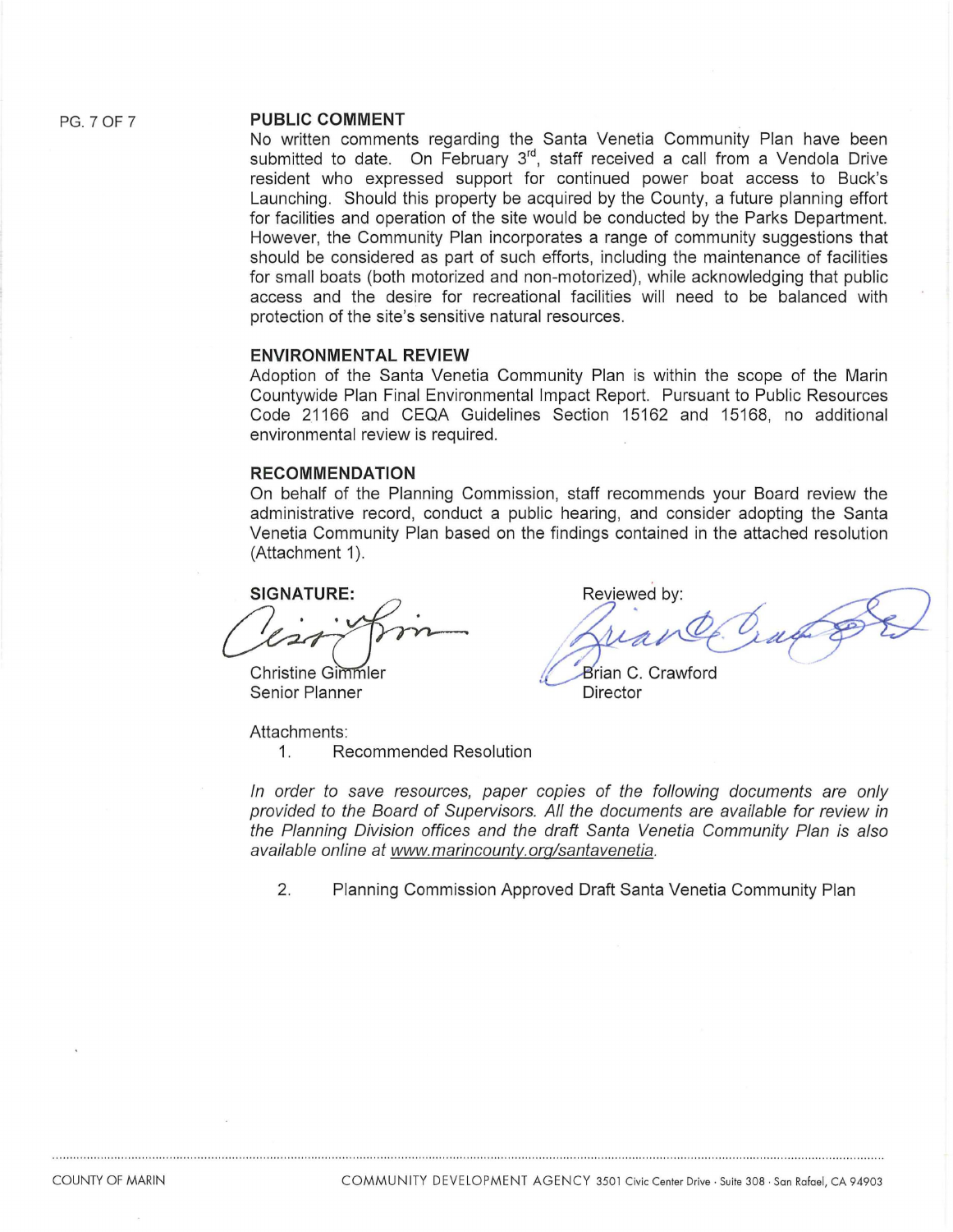## PUBLIC COMMENT

No written comments regarding the Santa Venetia Community Plan have been submitted to date. On February 3rd, staff received a call from a Vendola Drive resident who expressed support for continued power boat access to Buck's Launching. Should this property be acquired by the County, a future planning effort for facilities and operation of the site would be conducted by the Parks Department. However, the Community Plan incorporates a range of community suggestions that should be considered as part of such efforts, including the maintenance of facilities for small boats (both motorized and non-motorized), while acknowledging that public access and the desire for recreational facilities will need to be balanced with protection of the site's sensitive natural resources.

## ENVIRONMENTAL REVIEW

Adoption of the Santa Venetia Community Plan is within the scope of the Marin Countywide Plan Final Environmental Impact Report. Pursuant to Public Resources Code 21166 and CEQA Guidelines Section 15162 and 15168, no additional environmental review is required.

## RECOMMENDATION

On behalf of the Planning Commission, staff recommends your Board review the administrative record, conduct a public hearing, and consider adopting the Santa Venetia Community Plan based on the findings contained in the attached resolution (Attachment 1).

**SIGNATURE:**

Christine Gimmler
Senior Planner

Reviewed by:

Brian C. Crawford
Director

Attachments:

1. Recommended Resolution

*In order to save resources, paper copies of the following documents are only provided to the Board of Supervisors. All the documents are available for review in the Planning Division offices and the draft Santa Venetia Community Plan is also available online at www.marincounty.org/santavenetia.*

2. Planning Commission Approved Draft Santa Venetia Community Plan